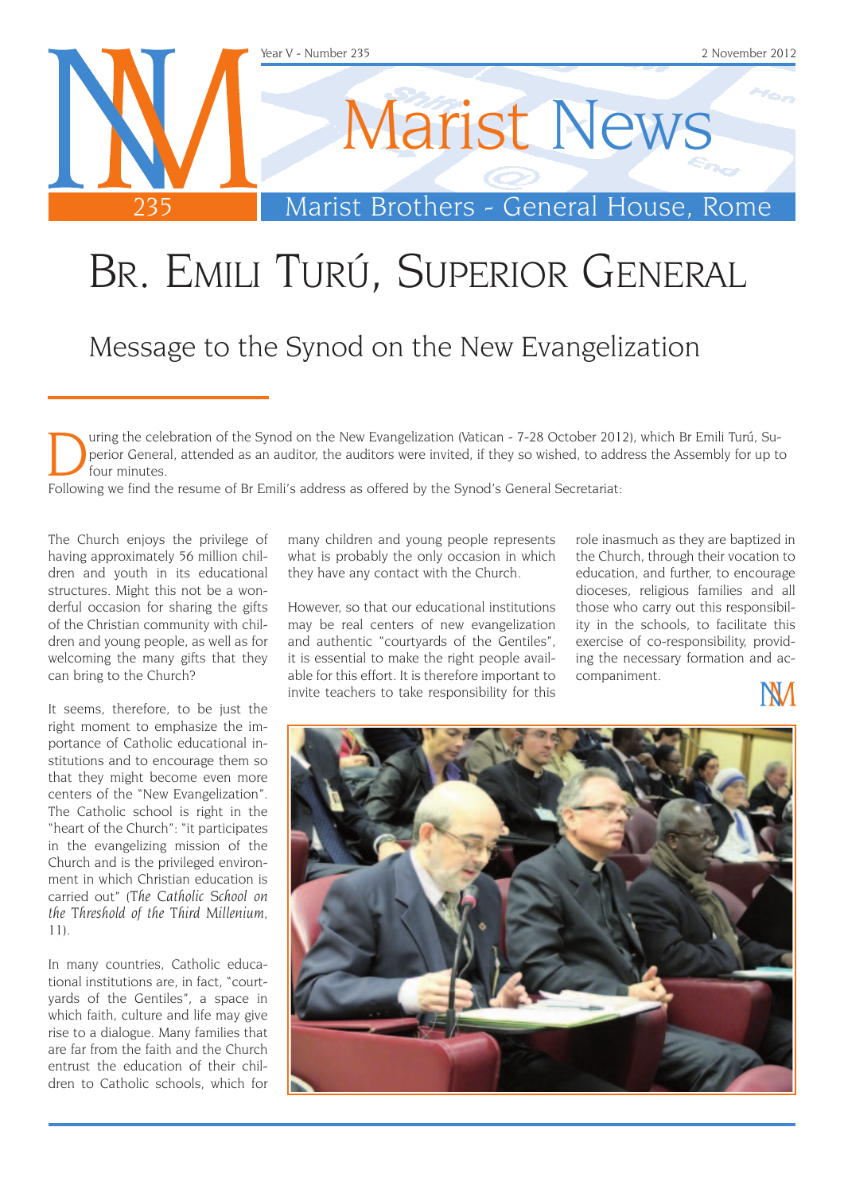# Br. Emili Turú, Superior General

## Message to the Synod on the New Evangelization

During the celebration of the Synod on the New Evangelization (Vatican - 7-28 October 2012), which Br Emili Turú, Superior General, attended as an auditor, the auditors were invited, if they so wished, to address the Assembly for up to four minutes.

Following we find the resume of Br Emili's address as offered by the Synod's General Secretariat:

The Church enjoys the privilege of having approximately 56 million children and youth in its educational structures. Might this not be a wonderful occasion for sharing the gifts of the Christian community with children and young people, as well as for welcoming the many gifts that they can bring to the Church?

It seems, therefore, to be just the right moment to emphasize the importance of Catholic educational institutions and to encourage them so that they might become even more centers of the "New Evangelization". The Catholic school is right in the "heart of the Church": "it participates in the evangelizing mission of the Church and is the privileged environment in which Christian education is carried out" (*The Catholic School on the Threshold of the Third Millenium*, 11).

In many countries, Catholic educational institutions are, in fact, "courtyards of the Gentiles", a space in which faith, culture and life may give rise to a dialogue. Many families that are far from the faith and the Church entrust the education of their children to Catholic schools, which for many children and young people represents what is probably the only occasion in which they have any contact with the Church.

However, so that our educational institutions may be real centers of new evangelization and authentic "courtyards of the Gentiles", it is essential to make the right people available for this effort. It is therefore important to invite teachers to take responsibility for this role inasmuch as they are baptized in the Church, through their vocation to education, and further, to encourage dioceses, religious families and all those who carry out this responsibility in the schools, to facilitate this exercise of co-responsibility, providing the necessary formation and accompaniment.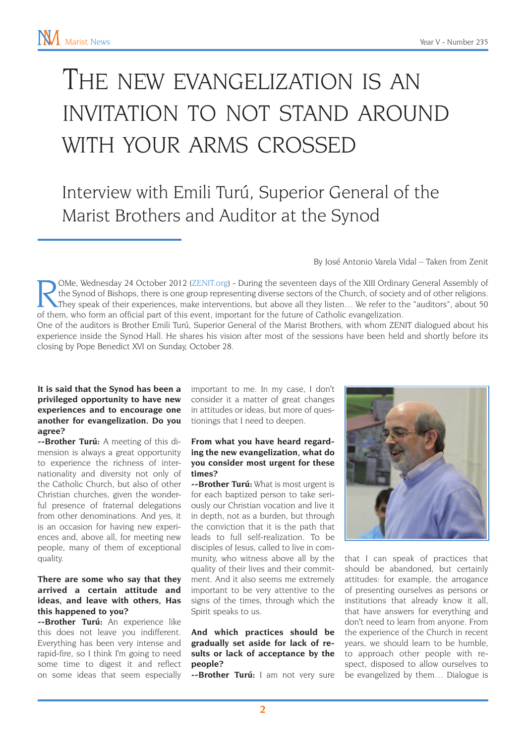# The new evangelization is an invitation to not stand around with your arms crossed

## Interview with Emili Turú, Superior General of the Marist Brothers and Auditor at the Synod

By José Antonio Varela Vidal – Taken from Zenit

ROMe, Wednesday 24 October 2012 (ZENIT.org) - During the seventeen days of the XIII Ordinary General Assembly of the Synod of Bishops, there is one group representing diverse sectors of the Church, of society and of other religions. They speak of their experiences, make interventions, but above all they listen… We refer to the "auditors", about 50 of them, who form an official part of this event, important for the future of Catholic evangelization.

One of the auditors is Brother Emili Turú, Superior General of the Marist Brothers, with whom ZENIT dialogued about his experience inside the Synod Hall. He shares his vision after most of the sessions have been held and shortly before its closing by Pope Benedict XVI on Sunday, October 28.

**It is said that the Synod has been a privileged opportunity to have new experiences and to encourage one another for evangelization. Do you agree?**

**--Brother Turú:** A meeting of this dimension is always a great opportunity to experience the richness of internationality and diversity not only of the Catholic Church, but also of other Christian churches, given the wonderful presence of fraternal delegations from other denominations. And yes, it is an occasion for having new experiences and, above all, for meeting new people, many of them of exceptional quality.

**There are some who say that they arrived a certain attitude and ideas, and leave with others, Has this happened to you?**

**--Brother Turú:** An experience like this does not leave you indifferent. Everything has been very intense and rapid-fire, so I think I'm going to need some time to digest it and reflect on some ideas that seem especially important to me. In my case, I don't consider it a matter of great changes in attitudes or ideas, but more of questionings that I need to deepen.

**From what you have heard regarding the new evangelization, what do you consider most urgent for these times?**

**--Brother Turú:** What is most urgent is for each baptized person to take seriously our Christian vocation and live it in depth, not as a burden, but through the conviction that it is the path that leads to full self-realization. To be disciples of Jesus, called to live in community, who witness above all by the quality of their lives and their commitment. And it also seems me extremely important to be very attentive to the signs of the times, through which the Spirit speaks to us.

**And which practices should be gradually set aside for lack of results or lack of acceptance by the people?**

**--Brother Turú:** I am not very sure that I can speak of practices that should be abandoned, but certainly attitudes: for example, the arrogance of presenting ourselves as persons or institutions that already know it all, that have answers for everything and don't need to learn from anyone. From the experience of the Church in recent years, we should learn to be humble, to approach other people with respect, disposed to allow ourselves to be evangelized by them… Dialogue is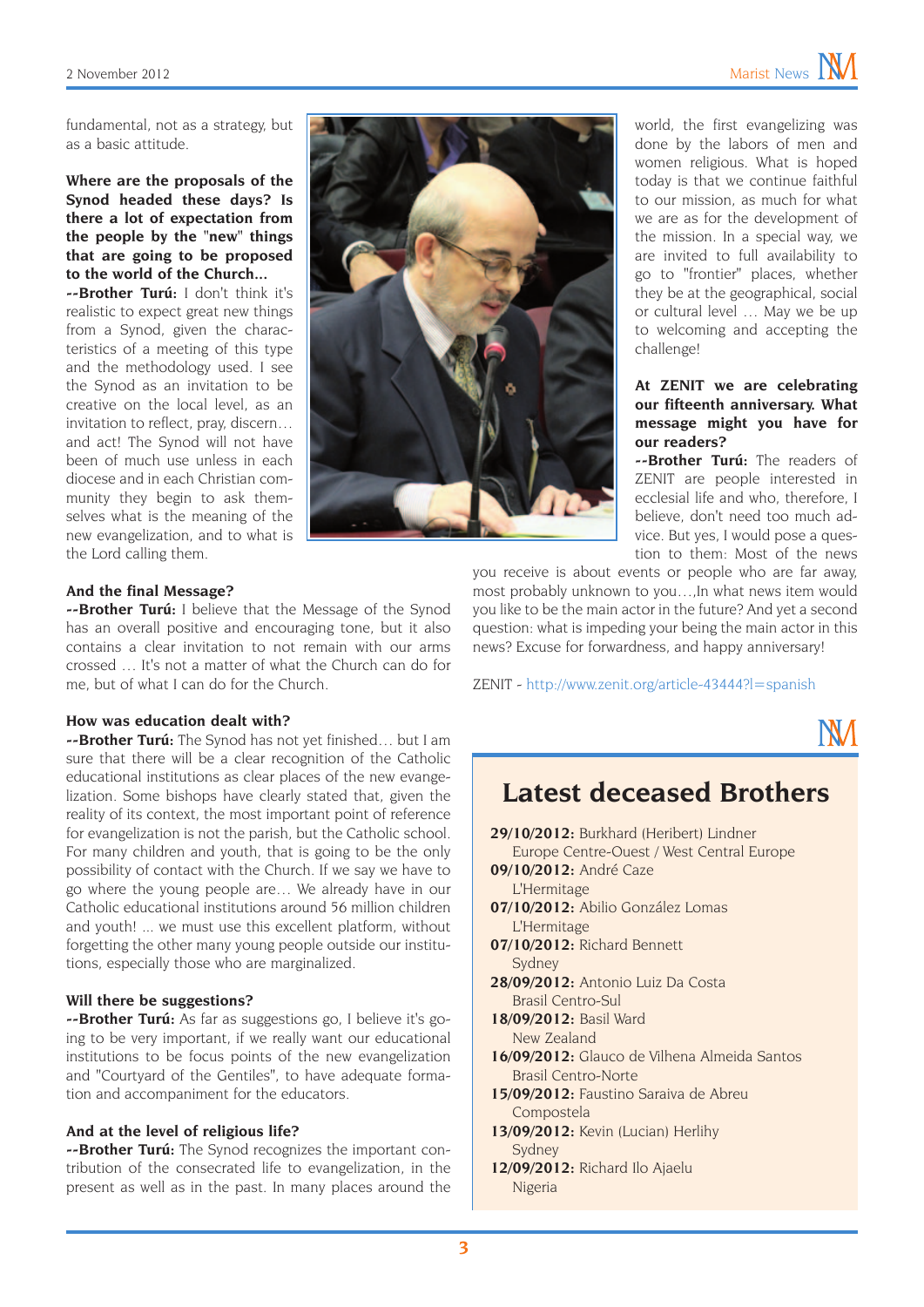fundamental, not as a strategy, but as a basic attitude.

**Where are the proposals of the Synod headed these days? Is there a lot of expectation from the people by the "new" things that are going to be proposed to the world of the Church...**

**--Brother Turú:** I don't think it's realistic to expect great new things from a Synod, given the characteristics of a meeting of this type and the methodology used. I see the Synod as an invitation to be creative on the local level, as an invitation to reflect, pray, discern… and act! The Synod will not have been of much use unless in each diocese and in each Christian community they begin to ask themselves what is the meaning of the new evangelization, and to what is the Lord calling them.

**And the final Message?**

**--Brother Turú:** I believe that the Message of the Synod has an overall positive and encouraging tone, but it also contains a clear invitation to not remain with our arms crossed … It's not a matter of what the Church can do for me, but of what I can do for the Church.

**How was education dealt with?**

**--Brother Turú:** The Synod has not yet finished… but I am sure that there will be a clear recognition of the Catholic educational institutions as clear places of the new evangelization. Some bishops have clearly stated that, given the reality of its context, the most important point of reference for evangelization is not the parish, but the Catholic school. For many children and youth, that is going to be the only possibility of contact with the Church. If we say we have to go where the young people are… We already have in our Catholic educational institutions around 56 million children and youth! ... we must use this excellent platform, without forgetting the other many young people outside our institutions, especially those who are marginalized.

**Will there be suggestions?**

**--Brother Turú:** As far as suggestions go, I believe it's going to be very important, if we really want our educational institutions to be focus points of the new evangelization and "Courtyard of the Gentiles", to have adequate formation and accompaniment for the educators.

**And at the level of religious life?**

**--Brother Turú:** The Synod recognizes the important contribution of the consecrated life to evangelization, in the present as well as in the past. In many places around the world, the first evangelizing was done by the labors of men and women religious. What is hoped today is that we continue faithful to our mission, as much for what we are as for the development of the mission. In a special way, we are invited to full availability to go to "frontier" places, whether they be at the geographical, social or cultural level … May we be up to welcoming and accepting the challenge!

**At ZENIT we are celebrating our fifteenth anniversary. What message might you have for our readers?**

**--Brother Turú:** The readers of ZENIT are people interested in ecclesial life and who, therefore, I believe, don't need too much advice. But yes, I would pose a question to them: Most of the news you receive is about events or people who are far away, most probably unknown to you…,In what news item would you like to be the main actor in the future? And yet a second question: what is impeding your being the main actor in this news? Excuse for forwardness, and happy anniversary!

ZENIT - http://www.zenit.org/article-43444?l=spanish

## Latest deceased Brothers

**29/10/2012:** Burkhard (Heribert) Lindner
Europe Centre-Ouest / West Central Europe

**09/10/2012:** André Caze
L'Hermitage

**07/10/2012:** Abilio González Lomas
L'Hermitage

**07/10/2012:** Richard Bennett
Sydney

**28/09/2012:** Antonio Luiz Da Costa
Brasil Centro-Sul

**18/09/2012:** Basil Ward
New Zealand

**16/09/2012:** Glauco de Vilhena Almeida Santos
Brasil Centro-Norte

**15/09/2012:** Faustino Saraiva de Abreu
Compostela

**13/09/2012:** Kevin (Lucian) Herlihy
Sydney

**12/09/2012:** Richard Ilo Ajaelu
Nigeria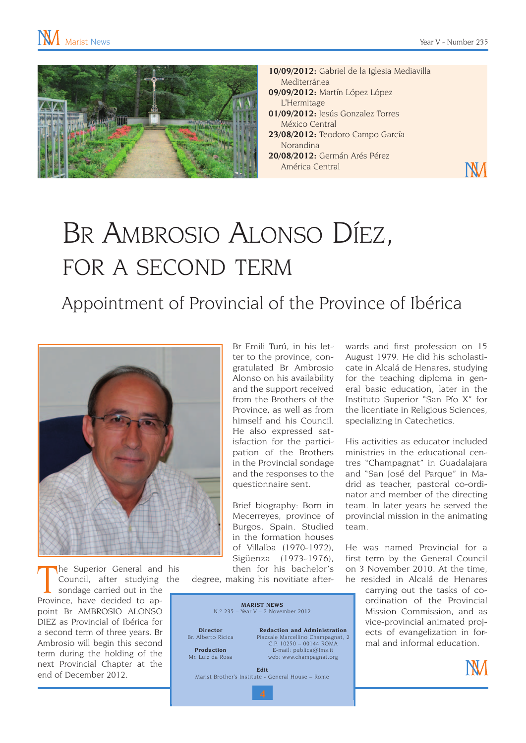**10/09/2012:** Gabriel de la Iglesia Mediavilla
Mediterránea
**09/09/2012:** Martín López López
L'Hermitage
**01/09/2012:** Jesús Gonzalez Torres
México Central
**23/08/2012:** Teodoro Campo García
Norandina
**20/08/2012:** Germán Arés Pérez
América Central

# Br Ambrosio Alonso Díez, for a second term

## Appointment of Provincial of the Province of Ibérica

The Superior General and his Council, after studying the sondage carried out in the Province, have decided to appoint Br AMBROSIO ALONSO DIEZ as Provincial of Ibérica for a second term of three years. Br Ambrosio will begin this second term during the holding of the next Provincial Chapter at the end of December 2012.

Br Emili Turú, in his letter to the province, congratulated Br Ambrosio Alonso on his availability and the support received from the Brothers of the Province, as well as from himself and his Council. He also expressed satisfaction for the participation of the Brothers in the Provincial sondage and the responses to the questionnaire sent.

Brief biography: Born in Mecerreyes, province of Burgos, Spain. Studied in the formation houses of Villalba (1970-1972), Sigüenza (1973-1976), then for his bachelor's degree, making his novitiate afterwards and first profession on 15 August 1979. He did his scholasticate in Alcalá de Henares, studying for the teaching diploma in general basic education, later in the Instituto Superior "San Pío X" for the licentiate in Religious Sciences, specializing in Catechetics.

His activities as educator included ministries in the educational centres "Champagnat" in Guadalajara and "San José del Parque" in Madrid as teacher, pastoral co-ordinator and member of the directing team. In later years he served the provincial mission in the animating team.

He was named Provincial for a first term by the General Council on 3 November 2010. At the time, he resided in Alcalá de Henares carrying out the tasks of co-ordination of the Provincial Mission Commission, and as vice-provincial animated projects of evangelization in formal and informal education.

**MARIST NEWS**
N.º 235 – Year V – 2 November 2012

**Director**
Br. Alberto Ricica

**Production**
Mr. Luiz da Rosa

**Redaction and Administration**
Piazzale Marcellino Champagnat, 2
C.P. 10250 – 00144 ROMA
E-mail: publica@fms.it
web: www.champagnat.org

**Edit**
Marist Brother's Institute - General House – Rome